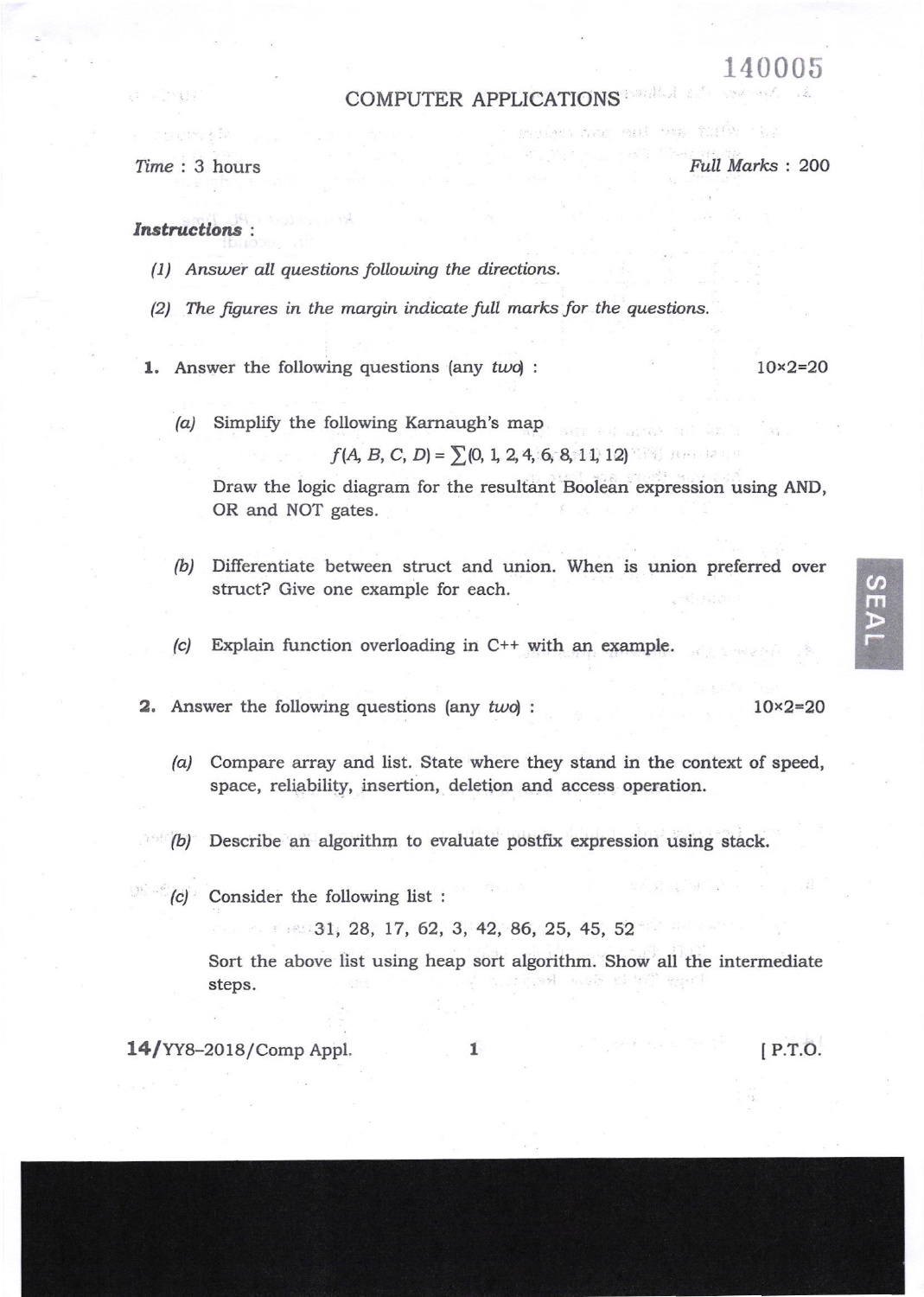140005

# COMPUTER APPLICATIONS

*Time* : 3 hours *Full Marks* : 200

***Instructions*** :

*(1) Answer all questions following the directions.*

*(2) The figures in the margin indicate full marks for the questions.*

**1.** Answer the following questions (any *two*) : 10×2=20

*(a)* Simplify the following Karnaugh's map

$$f(A, B, C, D) = \sum(0, 1, 2, 4, 6, 8, 11, 12)$$

Draw the logic diagram for the resultant Boolean expression using AND, OR and NOT gates.

*(b)* Differentiate between struct and union. When is union preferred over struct? Give one example for each.

*(c)* Explain function overloading in C++ with an example.

**2.** Answer the following questions (any *two*) : 10×2=20

*(a)* Compare array and list. State where they stand in the context of speed, space, reliability, insertion, deletion and access operation.

*(b)* Describe an algorithm to evaluate postfix expression using stack.

*(c)* Consider the following list :

31, 28, 17, 62, 3, 42, 86, 25, 45, 52

Sort the above list using heap sort algorithm. Show all the intermediate steps.

14/YY8–2018/Comp Appl. [ P.T.O.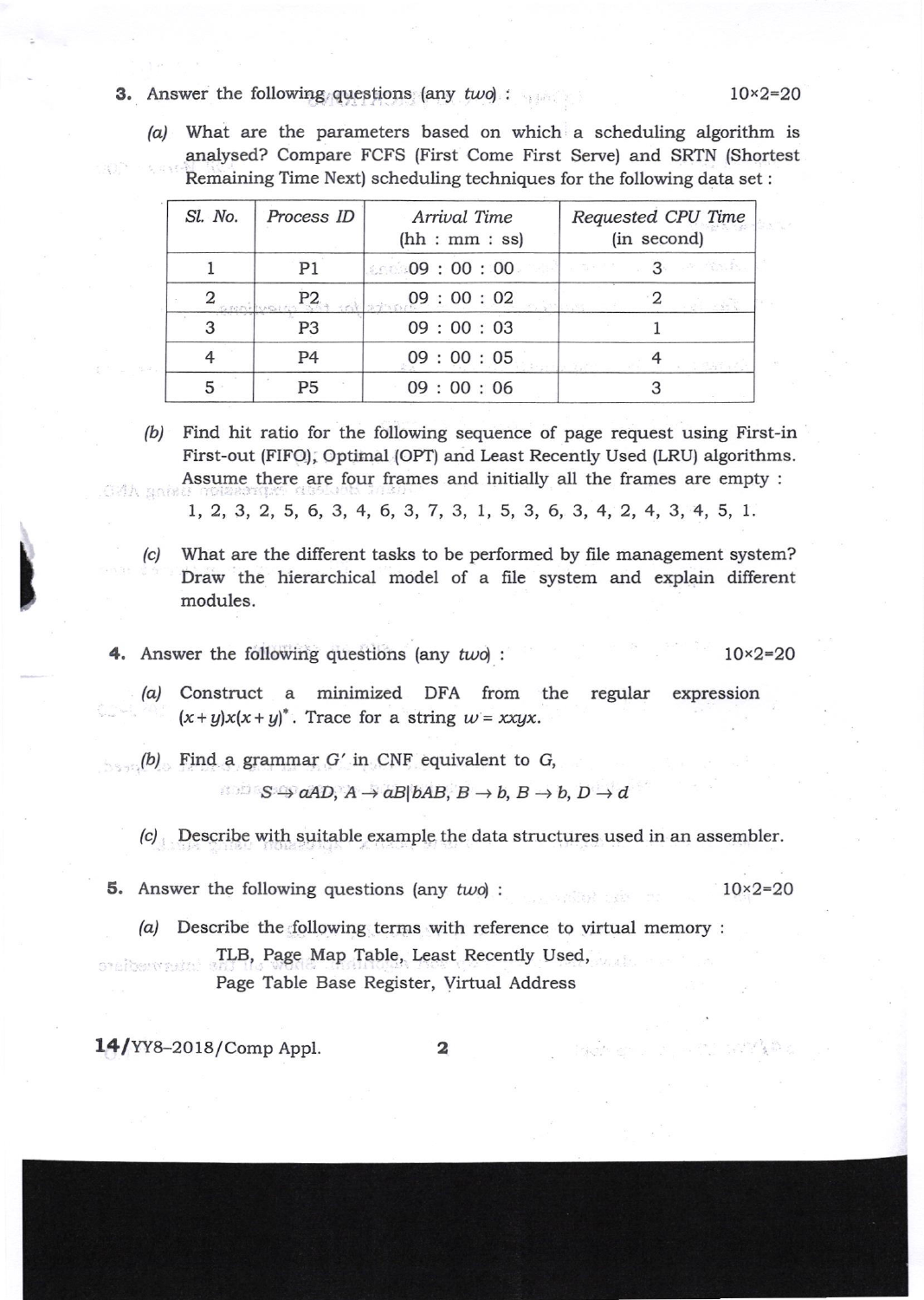3. Answer the following questions (any *two*) : 10×2=20

(a) What are the parameters based on which a scheduling algorithm is analysed? Compare FCFS (First Come First Serve) and SRTN (Shortest Remaining Time Next) scheduling techniques for the following data set :

| Sl. No. | Process ID | Arrival Time (hh : mm : ss) | Requested CPU Time (in second) |
|---|---|---|---|
| 1 | P1 | 09 : 00 : 00 | 3 |
| 2 | P2 | 09 : 00 : 02 | 2 |
| 3 | P3 | 09 : 00 : 03 | 1 |
| 4 | P4 | 09 : 00 : 05 | 4 |
| 5 | P5 | 09 : 00 : 06 | 3 |

(b) Find hit ratio for the following sequence of page request using First-in First-out (FIFO), Optimal (OPT) and Least Recently Used (LRU) algorithms. Assume there are four frames and initially all the frames are empty :

1, 2, 3, 2, 5, 6, 3, 4, 6, 3, 7, 3, 1, 5, 3, 6, 3, 4, 2, 4, 3, 4, 5, 1.

(c) What are the different tasks to be performed by file management system? Draw the hierarchical model of a file system and explain different modules.

4. Answer the following questions (any *two*) : 10×2=20

(a) Construct a minimized DFA from the regular expression $(x+y)x(x+y)^*$. Trace for a string $w = xxyx$.

(b) Find a grammar $G'$ in CNF equivalent to $G$,

$$S \to aAD,\ A \to aB|bAB,\ B \to b,\ B \to b,\ D \to d$$

(c) Describe with suitable example the data structures used in an assembler.

5. Answer the following questions (any *two*) : 10×2=20

(a) Describe the following terms with reference to virtual memory :

TLB, Page Map Table, Least Recently Used,
Page Table Base Register, Virtual Address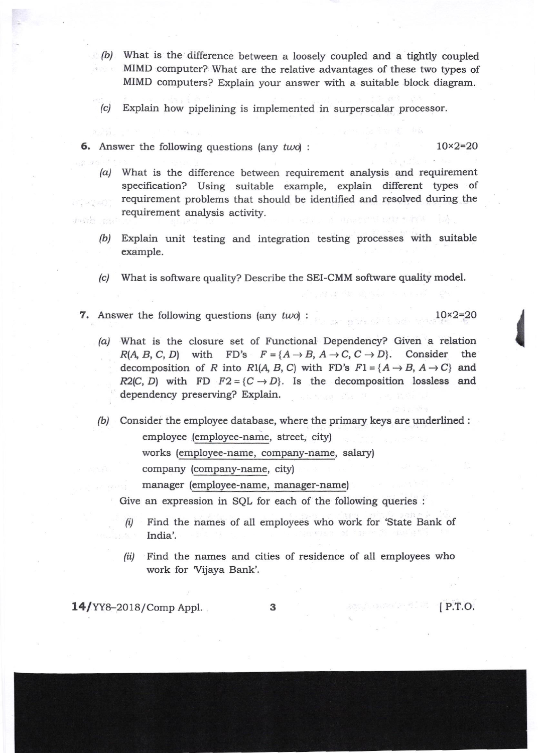(b) What is the difference between a loosely coupled and a tightly coupled MIMD computer? What are the relative advantages of these two types of MIMD computers? Explain your answer with a suitable block diagram.

(c) Explain how pipelining is implemented in surperscalar processor.

**6.** Answer the following questions (any *two*) : 10×2=20

(a) What is the difference between requirement analysis and requirement specification? Using suitable example, explain different types of requirement problems that should be identified and resolved during the requirement analysis activity.

(b) Explain unit testing and integration testing processes with suitable example.

(c) What is software quality? Describe the SEI-CMM software quality model.

**7.** Answer the following questions (any *two*) : 10×2=20

(a) What is the closure set of Functional Dependency? Given a relation $R(A, B, C, D)$ with FD's $F = \{A \rightarrow B, A \rightarrow C, C \rightarrow D\}$. Consider the decomposition of $R$ into $R1(A, B, C)$ with FD's $F1 = \{A \rightarrow B, A \rightarrow C\}$ and $R2(C, D)$ with FD $F2 = \{C \rightarrow D\}$. Is the decomposition lossless and dependency preserving? Explain.

(b) Consider the employee database, where the primary keys are underlined :

employee (<u>employee-name</u>, street, city)

works (<u>employee-name, company-name</u>, salary)

company (<u>company-name</u>, city)

manager (<u>employee-name, manager-name</u>)

Give an expression in SQL for each of the following queries :

(i) Find the names of all employees who work for 'State Bank of India'.

(ii) Find the names and cities of residence of all employees who work for 'Vijaya Bank'.